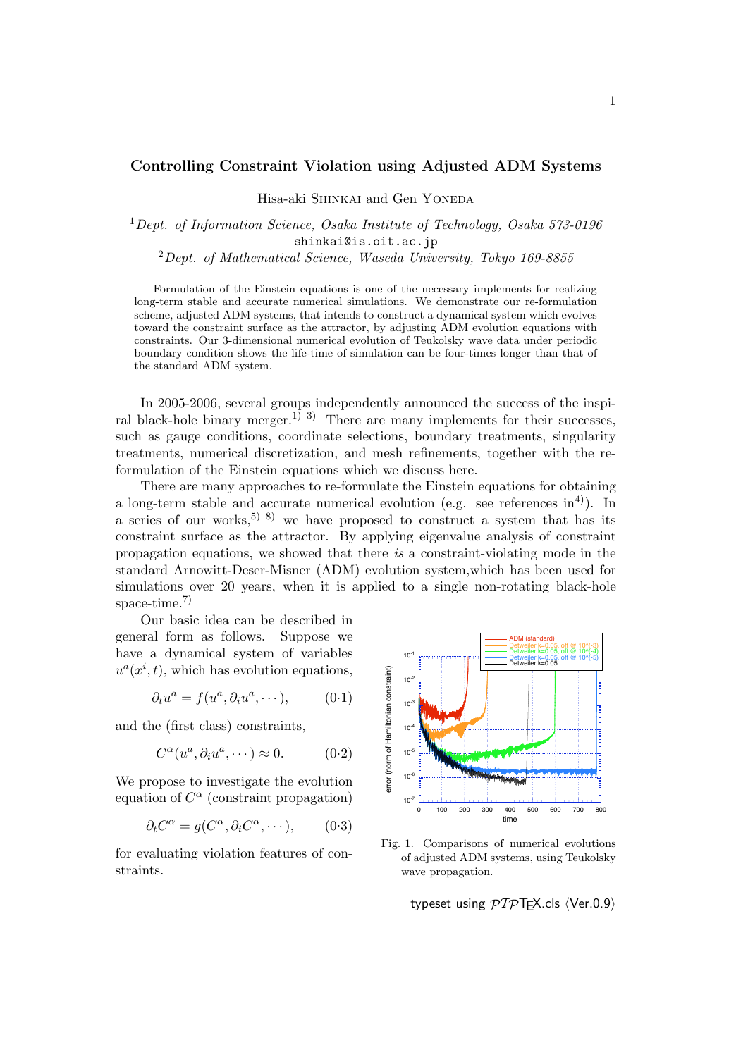# Controlling Constraint Violation using Adjusted ADM Systems

Hisa-aki Shinkai and Gen Yoneda

[1] *Dept. of Information Science, Osaka Institute of Technology, Osaka 573-0196*
shinkai@is.oit.ac.jp
[2] *Dept. of Mathematical Science, Waseda University, Tokyo 169-8855*

Formulation of the Einstein equations is one of the necessary implements for realizing long-term stable and accurate numerical simulations. We demonstrate our re-formulation scheme, adjusted ADM systems, that intends to construct a dynamical system which evolves toward the constraint surface as the attractor, by adjusting ADM evolution equations with constraints. Our 3-dimensional numerical evolution of Teukolsky wave data under periodic boundary condition shows the life-time of simulation can be four-times longer than that of the standard ADM system.

In 2005-2006, several groups independently announced the success of the inspiral black-hole binary merger.[1)–3)] There are many implements for their successes, such as gauge conditions, coordinate selections, boundary treatments, singularity treatments, numerical discretization, and mesh refinements, together with the re-formulation of the Einstein equations which we discuss here.

There are many approaches to re-formulate the Einstein equations for obtaining a long-term stable and accurate numerical evolution (e.g. see references in[4)]). In a series of our works,[5)–8)] we have proposed to construct a system that has its constraint surface as the attractor. By applying eigenvalue analysis of constraint propagation equations, we showed that there *is* a constraint-violating mode in the standard Arnowitt-Deser-Misner (ADM) evolution system,which has been used for simulations over 20 years, when it is applied to a single non-rotating black-hole space-time.[7)]

Our basic idea can be described in general form as follows. Suppose we have a dynamical system of variables $u^a(x^i, t)$, which has evolution equations,

$$\partial_t u^a = f(u^a, \partial_i u^a, \cdots), \qquad (0{\cdot}1)$$

and the (first class) constraints,

$$C^\alpha(u^a, \partial_i u^a, \cdots) \approx 0. \qquad (0{\cdot}2)$$

We propose to investigate the evolution equation of $C^\alpha$ (constraint propagation)

$$\partial_t C^\alpha = g(C^\alpha, \partial_i C^\alpha, \cdots), \qquad (0{\cdot}3)$$

for evaluating violation features of constraints.

Fig. 1. Comparisons of numerical evolutions of adjusted ADM systems, using Teukolsky wave propagation.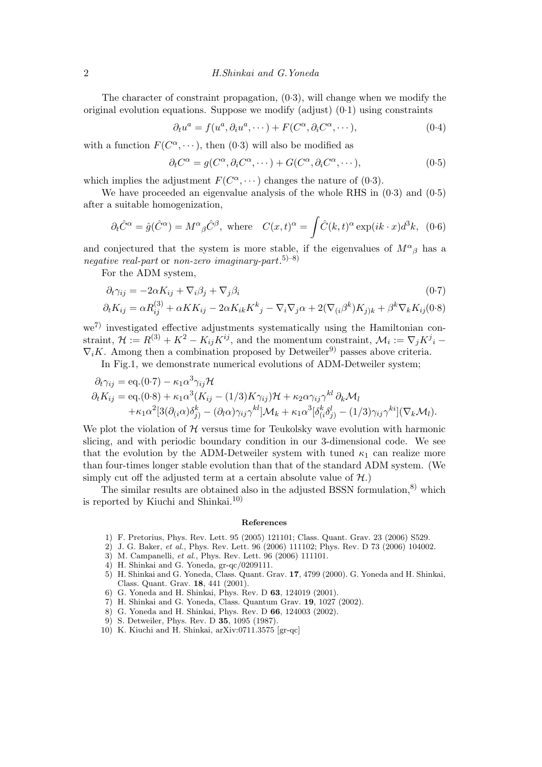The character of constraint propagation, (0·3), will change when we modify the original evolution equations. Suppose we modify (adjust) (0·1) using constraints

$$\partial_t u^a = f(u^a, \partial_i u^a, \cdots) + F(C^\alpha, \partial_i C^\alpha, \cdots), \tag{0·4}$$

with a function $F(C^\alpha, \cdots)$, then (0·3) will also be modified as

$$\partial_t C^\alpha = g(C^\alpha, \partial_i C^\alpha, \cdots) + G(C^\alpha, \partial_i C^\alpha, \cdots), \tag{0·5}$$

which implies the adjustment $F(C^\alpha, \cdots)$ changes the nature of (0·3).

We have proceeded an eigenvalue analysis of the whole RHS in (0·3) and (0·5) after a suitable homogenization,

$$\partial_t \hat{C}^\alpha = \hat{g}(\hat{C}^\alpha) = M^\alpha{}_\beta \hat{C}^\beta, \text{ where } \quad C(x,t)^\alpha = \int \hat{C}(k,t)^\alpha \exp(ik\cdot x) d^3k, \tag{0·6}$$

and conjectured that the system is more stable, if the eigenvalues of $M^\alpha{}_\beta$ has a *negative real-part* or *non-zero imaginary-part*.[5)–8)]

For the ADM system,

$$\partial_t \gamma_{ij} = -2\alpha K_{ij} + \nabla_i \beta_j + \nabla_j \beta_i \tag{0·7}$$

$$\partial_t K_{ij} = \alpha R^{(3)}_{ij} + \alpha K K_{ij} - 2\alpha K_{ik} K^k{}_j - \nabla_i \nabla_j \alpha + 2(\nabla_{(i}\beta^k) K_{j)k} + \beta^k \nabla_k K_{ij} \tag{0·8}$$

we[7)] investigated effective adjustments systematically using the Hamiltonian constraint, $\mathcal{H} := R^{(3)} + K^2 - K_{ij}K^{ij}$, and the momentum constraint, $\mathcal{M}_i := \nabla_j K^j{}_i - \nabla_i K$. Among then a combination proposed by Detweiler[9)] passes above criteria.

In Fig.1, we demonstrate numerical evolutions of ADM-Detweiler system;

$$\partial_t \gamma_{ij} = \text{eq.}(0·7) - \kappa_1 \alpha^3 \gamma_{ij} \mathcal{H}$$

$$\partial_t K_{ij} = \text{eq.}(0·8) + \kappa_1 \alpha^3 (K_{ij} - (1/3) K \gamma_{ij}) \mathcal{H} + \kappa_2 \alpha \gamma_{ij} \gamma^{kl}\, \partial_k \mathcal{M}_l$$
$$+\kappa_1 \alpha^2 [3(\partial_{(i}\alpha)\delta^k_{j)} - (\partial_l \alpha)\gamma_{ij}\gamma^{kl}]\mathcal{M}_k + \kappa_1 \alpha^3 [\delta^k_{(i}\delta^l_{j)} - (1/3)\gamma_{ij}\gamma^{ki}](\nabla_k \mathcal{M}_l).$$

We plot the violation of $\mathcal{H}$ versus time for Teukolsky wave evolution with harmonic slicing, and with periodic boundary condition in our 3-dimensional code. We see that the evolution by the ADM-Detweiler system with tuned $\kappa_1$ can realize more than four-times longer stable evolution than that of the standard ADM system. (We simply cut off the adjusted term at a certain absolute value of $\mathcal{H}$.)

The similar results are obtained also in the adjusted BSSN formulation,[8)] which is reported by Kiuchi and Shinkai.[10)]

## References

1) F. Pretorius, Phys. Rev. Lett. 95 (2005) 121101; Class. Quant. Grav. 23 (2006) S529.
2) J. G. Baker, *et al.*, Phys. Rev. Lett. 96 (2006) 111102; Phys. Rev. D 73 (2006) 104002.
3) M. Campanelli, *et al.*, Phys. Rev. Lett. 96 (2006) 111101.
4) H. Shinkai and G. Yoneda, gr-qc/0209111.
5) H. Shinkai and G. Yoneda, Class. Quant. Grav. **17**, 4799 (2000). G. Yoneda and H. Shinkai, Class. Quant. Grav. **18**, 441 (2001).
6) G. Yoneda and H. Shinkai, Phys. Rev. D **63**, 124019 (2001).
7) H. Shinkai and G. Yoneda, Class. Quantum Grav. **19**, 1027 (2002).
8) G. Yoneda and H. Shinkai, Phys. Rev. D **66**, 124003 (2002).
9) S. Detweiler, Phys. Rev. D **35**, 1095 (1987).
10) K. Kiuchi and H. Shinkai, arXiv:0711.3575 [gr-qc]